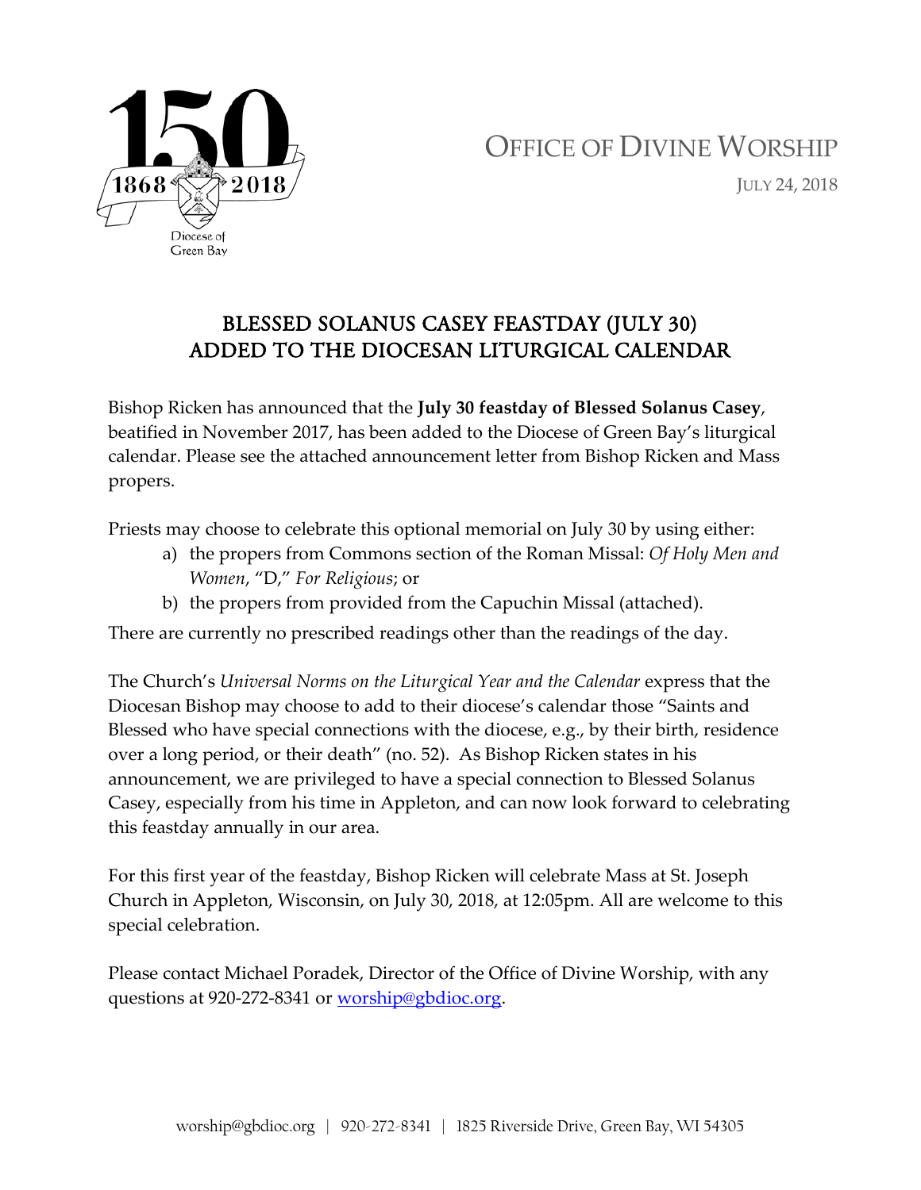150

1868 2018

Diocese of Green Bay

OFFICE OF DIVINE WORSHIP

JULY 24, 2018

# BLESSED SOLANUS CASEY FEASTDAY (JULY 30) ADDED TO THE DIOCESAN LITURGICAL CALENDAR

Bishop Ricken has announced that the **July 30 feastday of Blessed Solanus Casey**, beatified in November 2017, has been added to the Diocese of Green Bay's liturgical calendar. Please see the attached announcement letter from Bishop Ricken and Mass propers.

Priests may choose to celebrate this optional memorial on July 30 by using either:

a) the propers from Commons section of the Roman Missal: *Of Holy Men and Women*, "D," *For Religious*; or
b) the propers from provided from the Capuchin Missal (attached).

There are currently no prescribed readings other than the readings of the day.

The Church's *Universal Norms on the Liturgical Year and the Calendar* express that the Diocesan Bishop may choose to add to their diocese's calendar those "Saints and Blessed who have special connections with the diocese, e.g., by their birth, residence over a long period, or their death" (no. 52). As Bishop Ricken states in his announcement, we are privileged to have a special connection to Blessed Solanus Casey, especially from his time in Appleton, and can now look forward to celebrating this feastday annually in our area.

For this first year of the feastday, Bishop Ricken will celebrate Mass at St. Joseph Church in Appleton, Wisconsin, on July 30, 2018, at 12:05pm. All are welcome to this special celebration.

Please contact Michael Poradek, Director of the Office of Divine Worship, with any questions at 920-272-8341 or [worship@gbdioc.org](mailto:worship@gbdioc.org).

worship@gbdioc.org | 920-272-8341 | 1825 Riverside Drive, Green Bay, WI 54305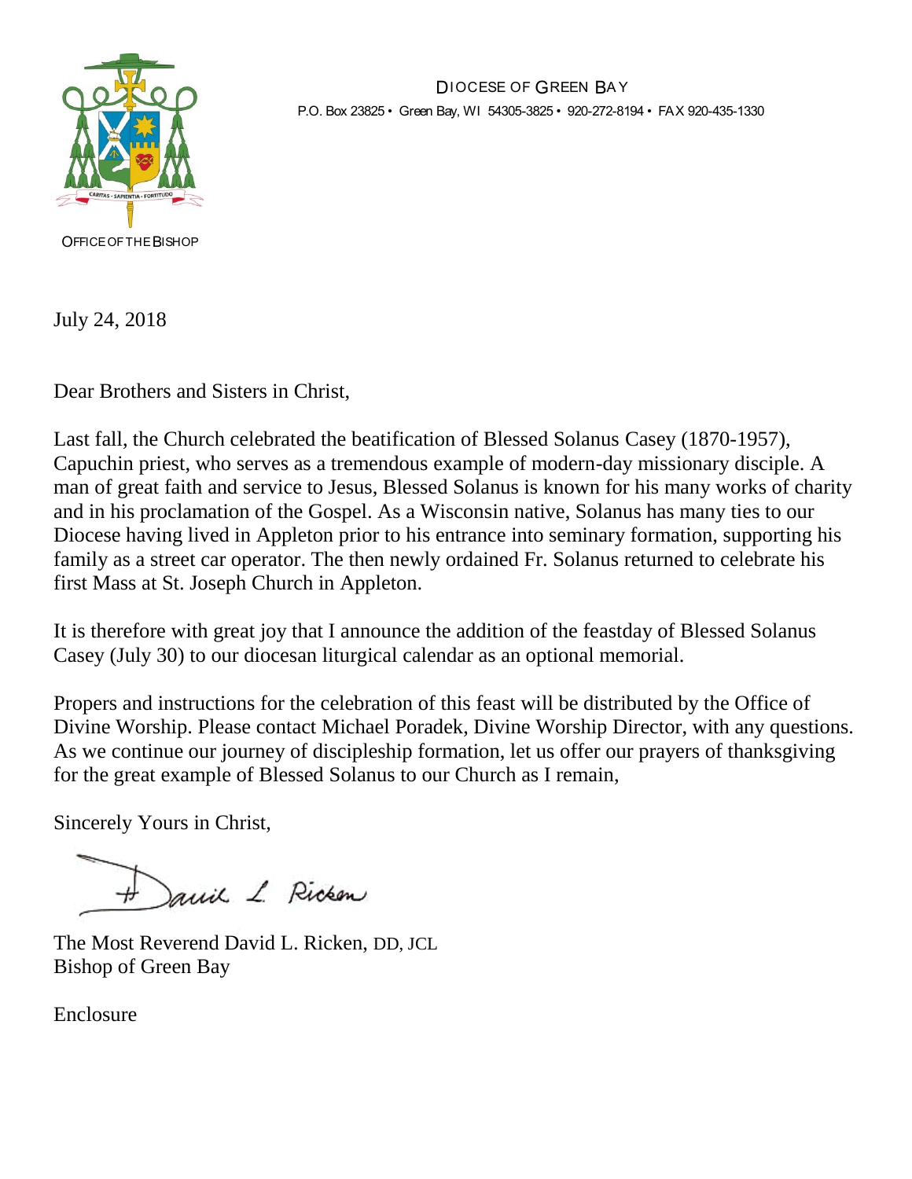DIOCESE OF GREEN BAY
P.O. Box 23825 • Green Bay, WI 54305-3825 • 920-272-8194 • FAX 920-435-1330

CARITAS · SAPIENTIA · FORTITUDO

OFFICE OF THE BISHOP

July 24, 2018

Dear Brothers and Sisters in Christ,

Last fall, the Church celebrated the beatification of Blessed Solanus Casey (1870-1957), Capuchin priest, who serves as a tremendous example of modern-day missionary disciple. A man of great faith and service to Jesus, Blessed Solanus is known for his many works of charity and in his proclamation of the Gospel. As a Wisconsin native, Solanus has many ties to our Diocese having lived in Appleton prior to his entrance into seminary formation, supporting his family as a street car operator. The then newly ordained Fr. Solanus returned to celebrate his first Mass at St. Joseph Church in Appleton.

It is therefore with great joy that I announce the addition of the feastday of Blessed Solanus Casey (July 30) to our diocesan liturgical calendar as an optional memorial.

Propers and instructions for the celebration of this feast will be distributed by the Office of Divine Worship. Please contact Michael Poradek, Divine Worship Director, with any questions. As we continue our journey of discipleship formation, let us offer our prayers of thanksgiving for the great example of Blessed Solanus to our Church as I remain,

Sincerely Yours in Christ,

+ David L. Ricken

The Most Reverend David L. Ricken, DD, JCL
Bishop of Green Bay

Enclosure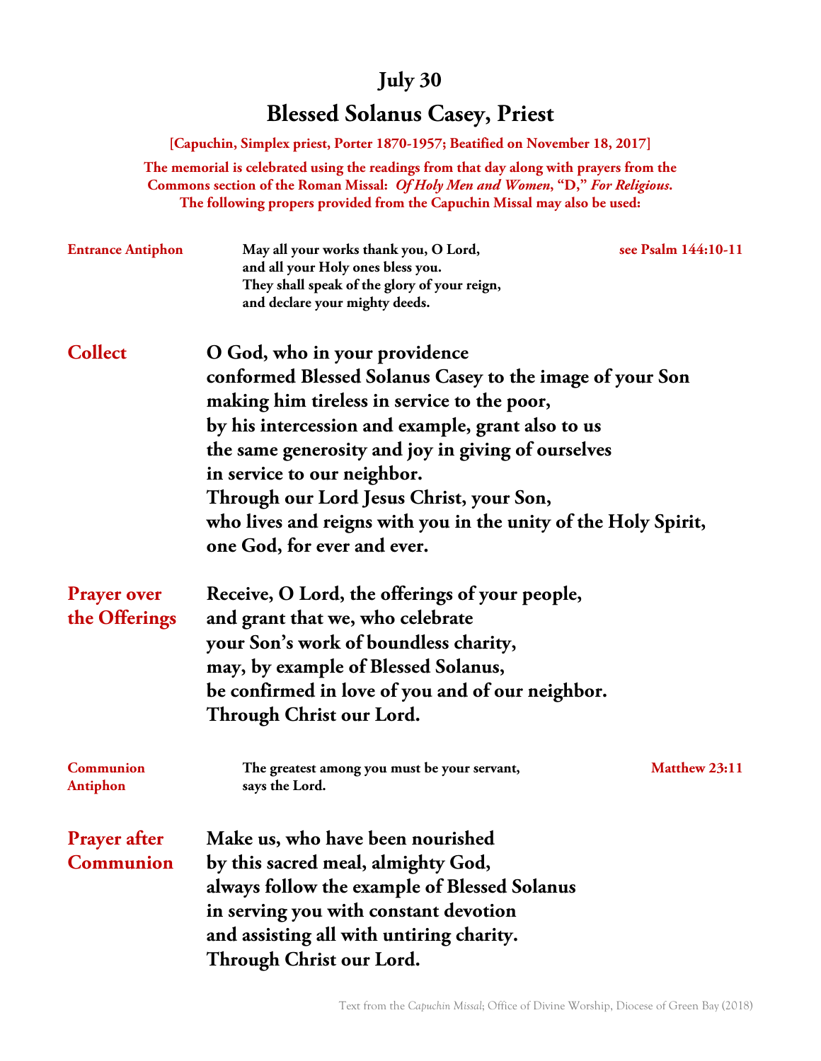# July 30

## Blessed Solanus Casey, Priest

**[Capuchin, Simplex priest, Porter 1870-1957; Beatified on November 18, 2017]**

**The memorial is celebrated using the readings from that day along with prayers from the Commons section of the Roman Missal: *Of Holy Men and Women*, "D," *For Religious*. The following propers provided from the Capuchin Missal may also be used:**

**Entrance Antiphon** — see Psalm 144:10-11

**May all your works thank you, O Lord,**
**and all your Holy ones bless you.**
**They shall speak of the glory of your reign,**
**and declare your mighty deeds.**

**Collect**

**O God, who in your providence**
**conformed Blessed Solanus Casey to the image of your Son**
**making him tireless in service to the poor,**
**by his intercession and example, grant also to us**
**the same generosity and joy in giving of ourselves**
**in service to our neighbor.**
**Through our Lord Jesus Christ, your Son,**
**who lives and reigns with you in the unity of the Holy Spirit,**
**one God, for ever and ever.**

**Prayer over the Offerings**

**Receive, O Lord, the offerings of your people,**
**and grant that we, who celebrate**
**your Son's work of boundless charity,**
**may, by example of Blessed Solanus,**
**be confirmed in love of you and of our neighbor.**
**Through Christ our Lord.**

**Communion Antiphon** — Matthew 23:11

**The greatest among you must be your servant,**
**says the Lord.**

**Prayer after Communion**

**Make us, who have been nourished**
**by this sacred meal, almighty God,**
**always follow the example of Blessed Solanus**
**in serving you with constant devotion**
**and assisting all with untiring charity.**
**Through Christ our Lord.**

Text from the *Capuchin Missal*; Office of Divine Worship, Diocese of Green Bay (2018)